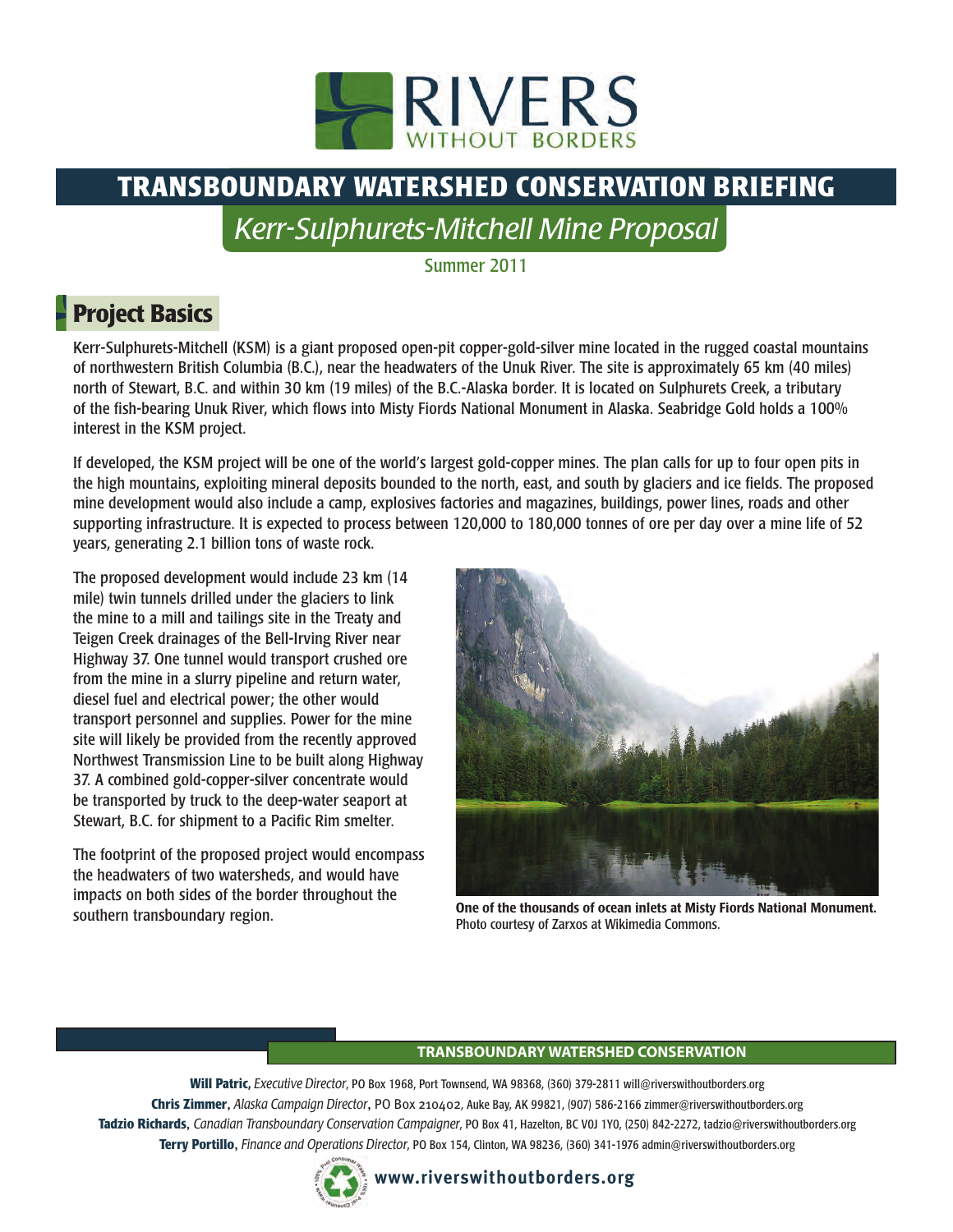# RIVERS WITHOUT BORDERS

## TRANSBOUNDARY WATERSHED CONSERVATION BRIEFING

*Kerr-Sulphurets-Mitchell Mine Proposal*

Summer 2011

## Project Basics

Kerr-Sulphurets-Mitchell (KSM) is a giant proposed open-pit copper-gold-silver mine located in the rugged coastal mountains of northwestern British Columbia (B.C.), near the headwaters of the Unuk River. The site is approximately 65 km (40 miles) north of Stewart, B.C. and within 30 km (19 miles) of the B.C.-Alaska border. It is located on Sulphurets Creek, a tributary of the fish-bearing Unuk River, which flows into Misty Fiords National Monument in Alaska. Seabridge Gold holds a 100% interest in the KSM project.

If developed, the KSM project will be one of the world's largest gold-copper mines. The plan calls for up to four open pits in the high mountains, exploiting mineral deposits bounded to the north, east, and south by glaciers and ice fields. The proposed mine development would also include a camp, explosives factories and magazines, buildings, power lines, roads and other supporting infrastructure. It is expected to process between 120,000 to 180,000 tonnes of ore per day over a mine life of 52 years, generating 2.1 billion tons of waste rock.

The proposed development would include 23 km (14 mile) twin tunnels drilled under the glaciers to link the mine to a mill and tailings site in the Treaty and Teigen Creek drainages of the Bell-Irving River near Highway 37. One tunnel would transport crushed ore from the mine in a slurry pipeline and return water, diesel fuel and electrical power; the other would transport personnel and supplies. Power for the mine site will likely be provided from the recently approved Northwest Transmission Line to be built along Highway 37. A combined gold-copper-silver concentrate would be transported by truck to the deep-water seaport at Stewart, B.C. for shipment to a Pacific Rim smelter.

The footprint of the proposed project would encompass the headwaters of two watersheds, and would have impacts on both sides of the border throughout the southern transboundary region.

**One of the thousands of ocean inlets at Misty Fiords National Monument.** Photo courtesy of Zarxos at Wikimedia Commons.

**TRANSBOUNDARY WATERSHED CONSERVATION**

**Will Patric,** *Executive Director*, PO Box 1968, Port Townsend, WA 98368, (360) 379-2811 will@riverswithoutborders.org
**Chris Zimmer,** *Alaska Campaign Director*, PO Box 210402, Auke Bay, AK 99821, (907) 586-2166 zimmer@riverswithoutborders.org
**Tadzio Richards,** *Canadian Transboundary Conservation Campaigner*, PO Box 41, Hazelton, BC V0J 1Y0, (250) 842-2272, tadzio@riverswithoutborders.org
**Terry Portillo,** *Finance and Operations Director*, PO Box 154, Clinton, WA 98236, (360) 341-1976 admin@riverswithoutborders.org

www.riverswithoutborders.org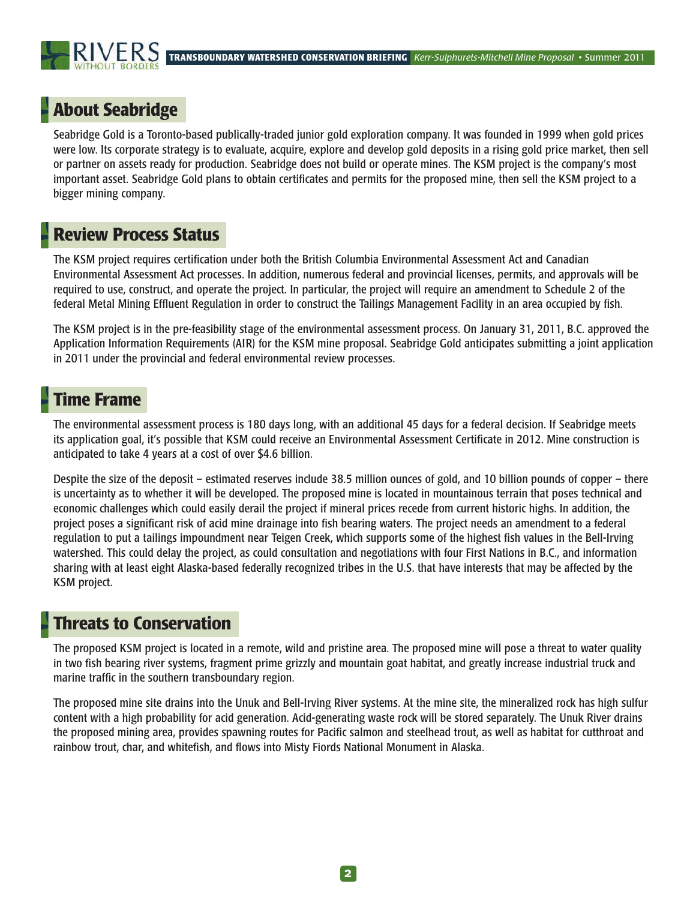## About Seabridge

Seabridge Gold is a Toronto-based publically-traded junior gold exploration company. It was founded in 1999 when gold prices were low. Its corporate strategy is to evaluate, acquire, explore and develop gold deposits in a rising gold price market, then sell or partner on assets ready for production. Seabridge does not build or operate mines. The KSM project is the company's most important asset. Seabridge Gold plans to obtain certificates and permits for the proposed mine, then sell the KSM project to a bigger mining company.

## Review Process Status

The KSM project requires certification under both the British Columbia Environmental Assessment Act and Canadian Environmental Assessment Act processes. In addition, numerous federal and provincial licenses, permits, and approvals will be required to use, construct, and operate the project. In particular, the project will require an amendment to Schedule 2 of the federal Metal Mining Effluent Regulation in order to construct the Tailings Management Facility in an area occupied by fish.

The KSM project is in the pre-feasibility stage of the environmental assessment process. On January 31, 2011, B.C. approved the Application Information Requirements (AIR) for the KSM mine proposal. Seabridge Gold anticipates submitting a joint application in 2011 under the provincial and federal environmental review processes.

## Time Frame

The environmental assessment process is 180 days long, with an additional 45 days for a federal decision. If Seabridge meets its application goal, it's possible that KSM could receive an Environmental Assessment Certificate in 2012. Mine construction is anticipated to take 4 years at a cost of over $4.6 billion.

Despite the size of the deposit – estimated reserves include 38.5 million ounces of gold, and 10 billion pounds of copper – there is uncertainty as to whether it will be developed. The proposed mine is located in mountainous terrain that poses technical and economic challenges which could easily derail the project if mineral prices recede from current historic highs. In addition, the project poses a significant risk of acid mine drainage into fish bearing waters. The project needs an amendment to a federal regulation to put a tailings impoundment near Teigen Creek, which supports some of the highest fish values in the Bell-Irving watershed. This could delay the project, as could consultation and negotiations with four First Nations in B.C., and information sharing with at least eight Alaska-based federally recognized tribes in the U.S. that have interests that may be affected by the KSM project.

## Threats to Conservation

The proposed KSM project is located in a remote, wild and pristine area. The proposed mine will pose a threat to water quality in two fish bearing river systems, fragment prime grizzly and mountain goat habitat, and greatly increase industrial truck and marine traffic in the southern transboundary region.

The proposed mine site drains into the Unuk and Bell-Irving River systems. At the mine site, the mineralized rock has high sulfur content with a high probability for acid generation. Acid-generating waste rock will be stored separately. The Unuk River drains the proposed mining area, provides spawning routes for Pacific salmon and steelhead trout, as well as habitat for cutthroat and rainbow trout, char, and whitefish, and flows into Misty Fiords National Monument in Alaska.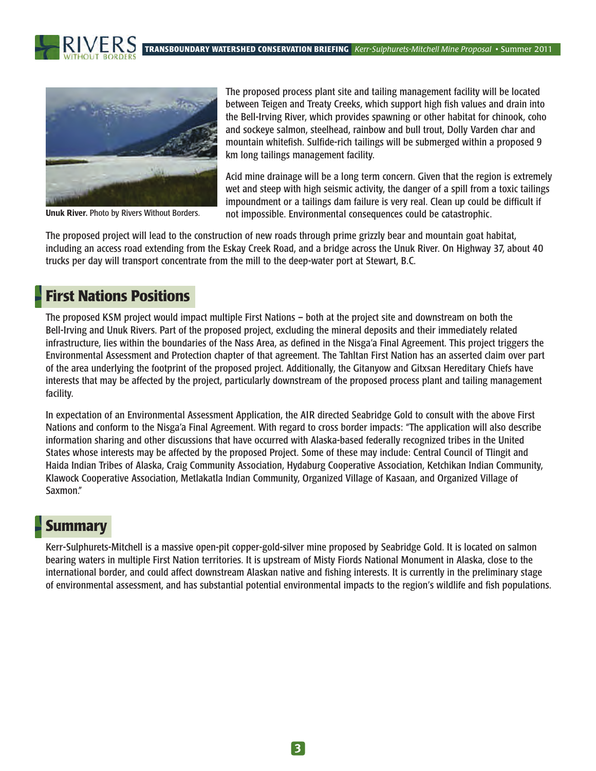**Unuk River.** Photo by Rivers Without Borders.

The proposed process plant site and tailing management facility will be located between Teigen and Treaty Creeks, which support high fish values and drain into the Bell-Irving River, which provides spawning or other habitat for chinook, coho and sockeye salmon, steelhead, rainbow and bull trout, Dolly Varden char and mountain whitefish. Sulfide-rich tailings will be submerged within a proposed 9 km long tailings management facility.

Acid mine drainage will be a long term concern. Given that the region is extremely wet and steep with high seismic activity, the danger of a spill from a toxic tailings impoundment or a tailings dam failure is very real. Clean up could be difficult if not impossible. Environmental consequences could be catastrophic.

The proposed project will lead to the construction of new roads through prime grizzly bear and mountain goat habitat, including an access road extending from the Eskay Creek Road, and a bridge across the Unuk River. On Highway 37, about 40 trucks per day will transport concentrate from the mill to the deep-water port at Stewart, B.C.

## First Nations Positions

The proposed KSM project would impact multiple First Nations – both at the project site and downstream on both the Bell-Irving and Unuk Rivers. Part of the proposed project, excluding the mineral deposits and their immediately related infrastructure, lies within the boundaries of the Nass Area, as defined in the Nisga'a Final Agreement. This project triggers the Environmental Assessment and Protection chapter of that agreement. The Tahltan First Nation has an asserted claim over part of the area underlying the footprint of the proposed project. Additionally, the Gitanyow and Gitxsan Hereditary Chiefs have interests that may be affected by the project, particularly downstream of the proposed process plant and tailing management facility.

In expectation of an Environmental Assessment Application, the AIR directed Seabridge Gold to consult with the above First Nations and conform to the Nisga'a Final Agreement. With regard to cross border impacts: "The application will also describe information sharing and other discussions that have occurred with Alaska-based federally recognized tribes in the United States whose interests may be affected by the proposed Project. Some of these may include: Central Council of Tlingit and Haida Indian Tribes of Alaska, Craig Community Association, Hydaburg Cooperative Association, Ketchikan Indian Community, Klawock Cooperative Association, Metlakatla Indian Community, Organized Village of Kasaan, and Organized Village of Saxmon."

## Summary

Kerr-Sulphurets-Mitchell is a massive open-pit copper-gold-silver mine proposed by Seabridge Gold. It is located on salmon bearing waters in multiple First Nation territories. It is upstream of Misty Fiords National Monument in Alaska, close to the international border, and could affect downstream Alaskan native and fishing interests. It is currently in the preliminary stage of environmental assessment, and has substantial potential environmental impacts to the region's wildlife and fish populations.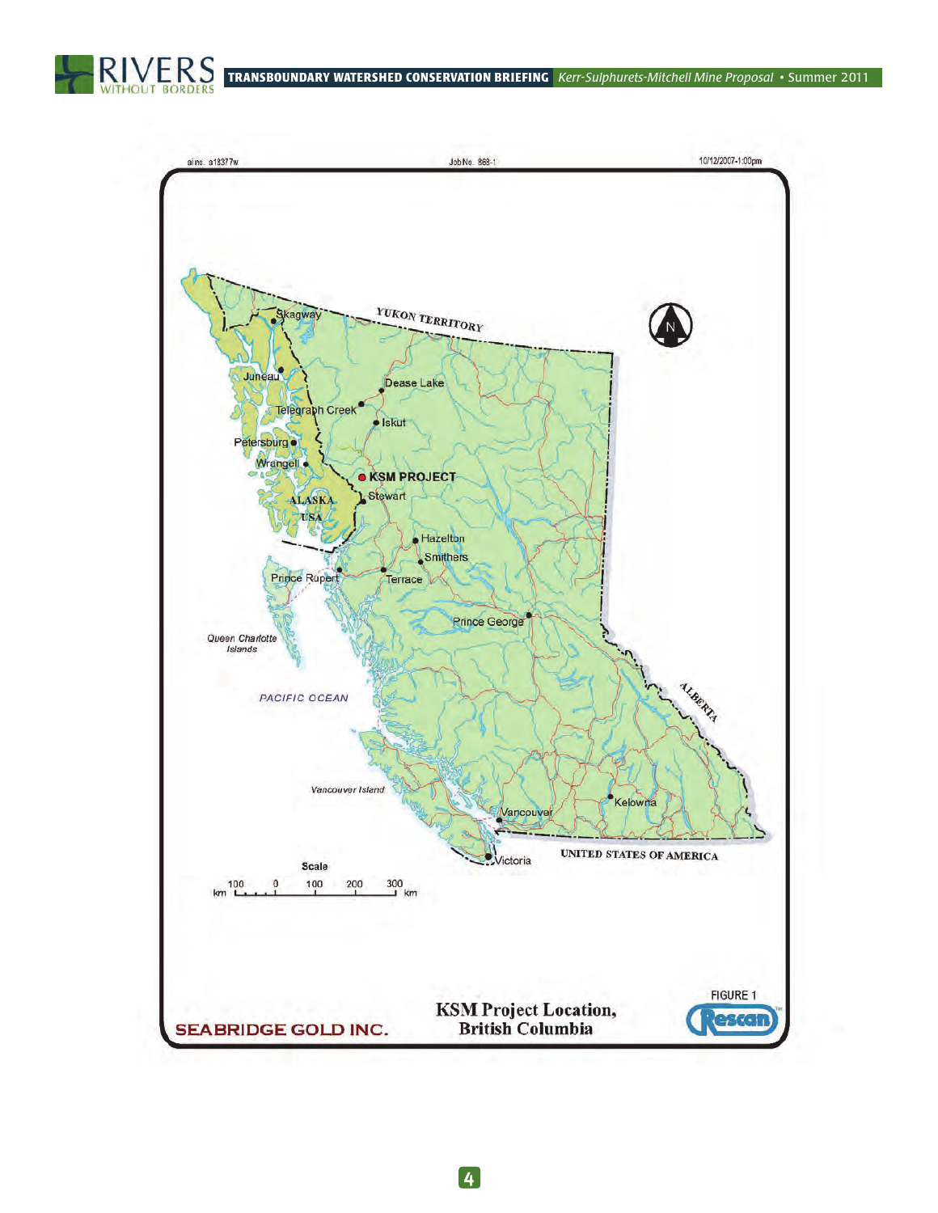ai no. a18377w

Job No. 868-1

10/12/2007-1:00pm

YUKON TERRITORY

Skagway

Juneau

Dease Lake

Telegraph Creek

Iskut

Petersburg

Wrangell

KSM PROJECT

Stewart

ALASKA

USA

Hazelton

Smithers

Prince Rupert

Terrace

Prince George

Queen Charlotte Islands

PACIFIC OCEAN

ALBERTA

Vancouver Island

Vancouver

Kelowna

Victoria

UNITED STATES OF AMERICA

Scale

km 100 0 100 200 300 km

SEABRIDGE GOLD INC.

FIGURE 1

KSM Project Location, British Columbia

Rescan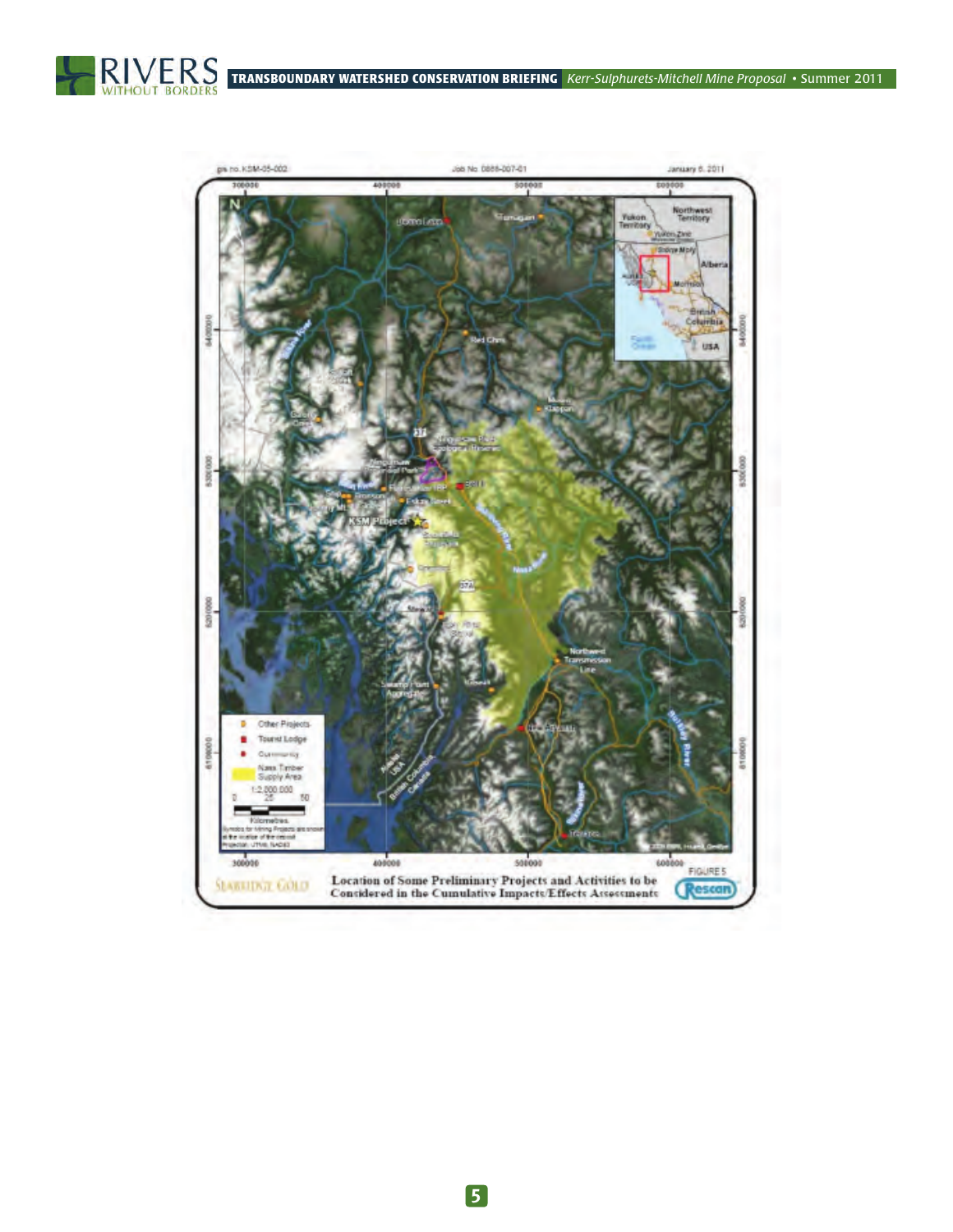FIGURE 5

Location of Some Preliminary Projects and Activities to be Considered in the Cumulative Impacts/Effects Assessments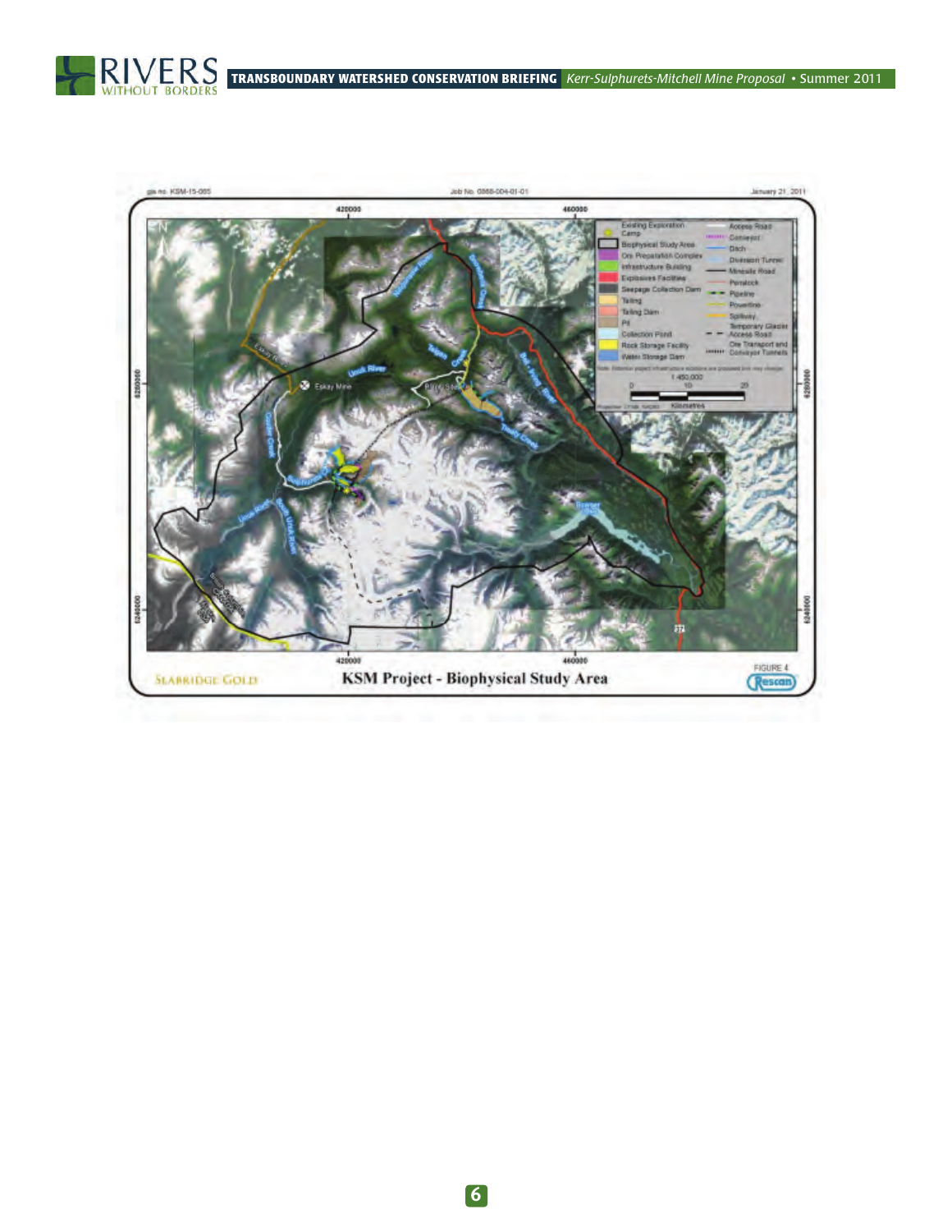KSM Project - Biophysical Study Area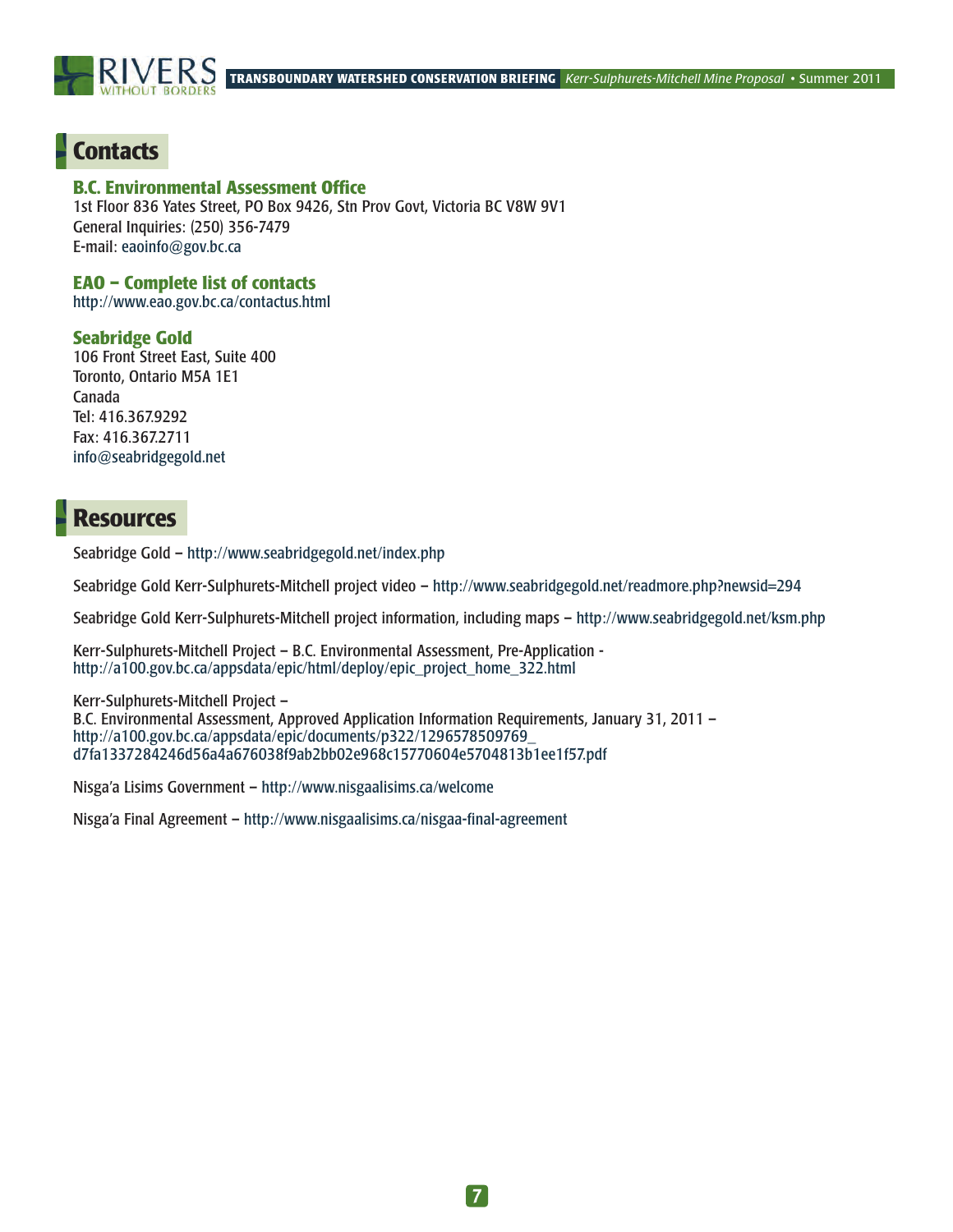## Contacts

### B.C. Environmental Assessment Office

1st Floor 836 Yates Street, PO Box 9426, Stn Prov Govt, Victoria BC V8W 9V1
General Inquiries: (250) 356-7479
E-mail: eaoinfo@gov.bc.ca

### EAO – Complete list of contacts

http://www.eao.gov.bc.ca/contactus.html

### Seabridge Gold

106 Front Street East, Suite 400
Toronto, Ontario M5A 1E1
Canada
Tel: 416.367.9292
Fax: 416.367.2711
info@seabridgegold.net

## Resources

Seabridge Gold – http://www.seabridgegold.net/index.php

Seabridge Gold Kerr-Sulphurets-Mitchell project video – http://www.seabridgegold.net/readmore.php?newsid=294

Seabridge Gold Kerr-Sulphurets-Mitchell project information, including maps – http://www.seabridgegold.net/ksm.php

Kerr-Sulphurets-Mitchell Project – B.C. Environmental Assessment, Pre-Application -
http://a100.gov.bc.ca/appsdata/epic/html/deploy/epic_project_home_322.html

Kerr-Sulphurets-Mitchell Project –
B.C. Environmental Assessment, Approved Application Information Requirements, January 31, 2011 –
http://a100.gov.bc.ca/appsdata/epic/documents/p322/1296578509769_
d7fa1337284246d56a4a676038f9ab2bb02e968c15770604e5704813b1ee1f57.pdf

Nisga'a Lisims Government – http://www.nisgaalisims.ca/welcome

Nisga'a Final Agreement – http://www.nisgaalisims.ca/nisgaa-final-agreement